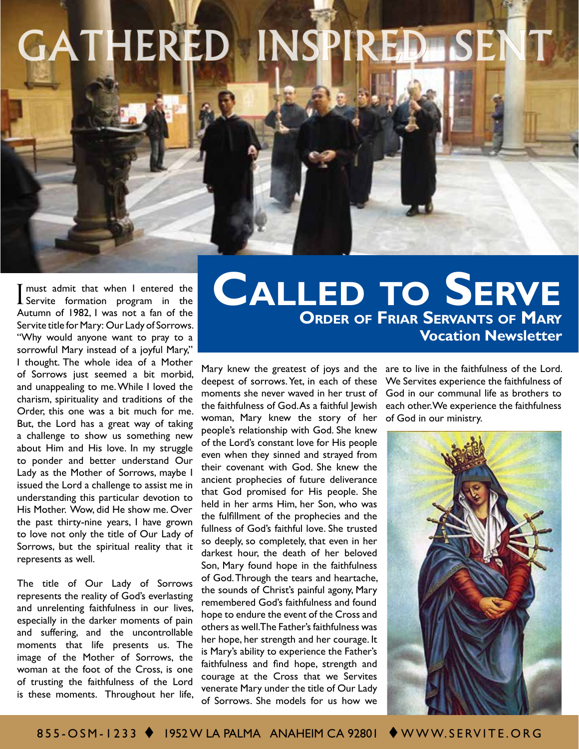# GATHERED INSPIRED SENT

# CALLED TO SERVE

## ORDER OF FRIAR SERVANTS OF MARY

## Vocation Newsletter

I must admit that when I entered the Servite formation program in the Autumn of 1982, I was not a fan of the Servite title for Mary: Our Lady of Sorrows. "Why would anyone want to pray to a sorrowful Mary instead of a joyful Mary," I thought. The whole idea of a Mother of Sorrows just seemed a bit morbid, and unappealing to me. While I loved the charism, spirituality and traditions of the Order, this one was a bit much for me. But, the Lord has a great way of taking a challenge to show us something new about Him and His love. In my struggle to ponder and better understand Our Lady as the Mother of Sorrows, maybe I issued the Lord a challenge to assist me in understanding this particular devotion to His Mother. Wow, did He show me. Over the past thirty-nine years, I have grown to love not only the title of Our Lady of Sorrows, but the spiritual reality that it represents as well.

The title of Our Lady of Sorrows represents the reality of God's everlasting and unrelenting faithfulness in our lives, especially in the darker moments of pain and suffering, and the uncontrollable moments that life presents us. The image of the Mother of Sorrows, the woman at the foot of the Cross, is one of trusting the faithfulness of the Lord is these moments. Throughout her life, Mary knew the greatest of joys and the deepest of sorrows. Yet, in each of these moments she never waved in her trust of the faithfulness of God. As a faithful Jewish woman, Mary knew the story of her people's relationship with God. She knew of the Lord's constant love for His people even when they sinned and strayed from their covenant with God. She knew the ancient prophecies of future deliverance that God promised for His people. She held in her arms Him, her Son, who was the fulfillment of the prophecies and the fullness of God's faithful love. She trusted so deeply, so completely, that even in her darkest hour, the death of her beloved Son, Mary found hope in the faithfulness of God. Through the tears and heartache, the sounds of Christ's painful agony, Mary remembered God's faithfulness and found hope to endure the event of the Cross and others as well. The Father's faithfulness was her hope, her strength and her courage. It is Mary's ability to experience the Father's faithfulness and find hope, strength and courage at the Cross that we Servites venerate Mary under the title of Our Lady of Sorrows. She models for us how we are to live in the faithfulness of the Lord. We Servites experience the faithfulness of God in our communal life as brothers to each other. We experience the faithfulness of God in our ministry.

855-OSM-1233 ♦ 1952 W LA PALMA ANAHEIM CA 92801 ♦ WWW.SERVITE.ORG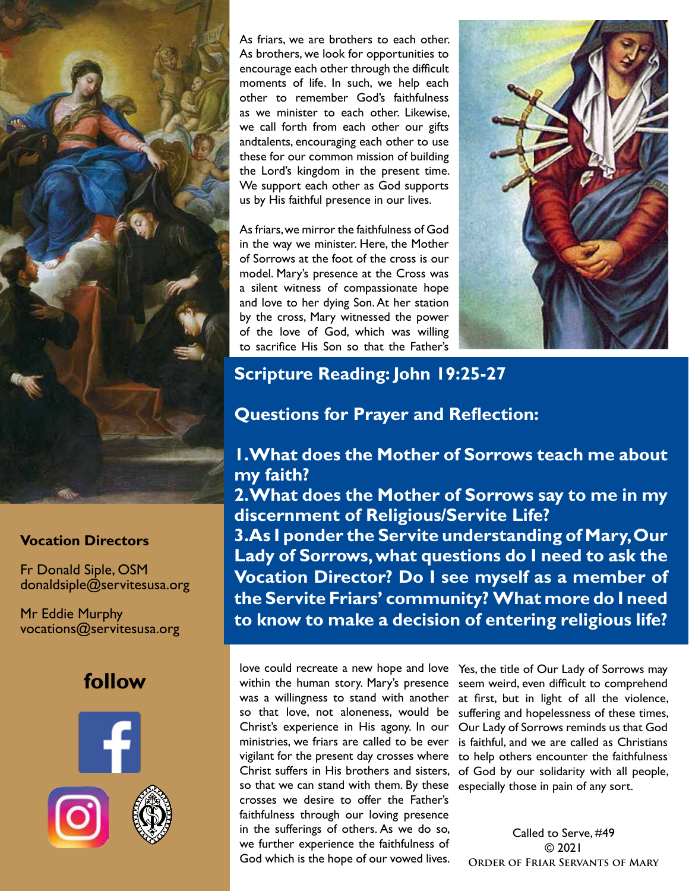As friars, we are brothers to each other. As brothers, we look for opportunities to encourage each other through the difficult moments of life. In such, we help each other to remember God's faithfulness as we minister to each other. Likewise, we call forth from each other our gifts andtalents, encouraging each other to use these for our common mission of building the Lord's kingdom in the present time. We support each other as God supports us by His faithful presence in our lives.

As friars, we mirror the faithfulness of God in the way we minister. Here, the Mother of Sorrows at the foot of the cross is our model. Mary's presence at the Cross was a silent witness of compassionate hope and love to her dying Son. At her station by the cross, Mary witnessed the power of the love of God, which was willing to sacrifice His Son so that the Father's love could recreate a new hope and love within the human story. Mary's presence was a willingness to stand with another so that love, not aloneness, would be Christ's experience in His agony. In our ministries, we friars are called to be ever vigilant for the present day crosses where Christ suffers in His brothers and sisters, so that we can stand with them. By these crosses we desire to offer the Father's faithfulness through our loving presence in the sufferings of others. As we do so, we further experience the faithfulness of God which is the hope of our vowed lives.

Yes, the title of Our Lady of Sorrows may seem weird, even difficult to comprehend at first, but in light of all the violence, suffering and hopelessness of these times, Our Lady of Sorrows reminds us that God is faithful, and we are called as Christians to help others encounter the faithfulness of God by our solidarity with all people, especially those in pain of any sort.

## Scripture Reading: John 19:25-27

## Questions for Prayer and Reflection:

**1. What does the Mother of Sorrows teach me about my faith?**

**2. What does the Mother of Sorrows say to me in my discernment of Religious/Servite Life?**

**3. As I ponder the Servite understanding of Mary, Our Lady of Sorrows, what questions do I need to ask the Vocation Director? Do I see myself as a member of the Servite Friars' community? What more do I need to know to make a decision of entering religious life?**

### Vocation Directors

Fr Donald Siple, OSM
donaldsiple@servitesusa.org

Mr Eddie Murphy
vocations@servitesusa.org

## follow

Called to Serve, #49
© 2021
Order of Friar Servants of Mary